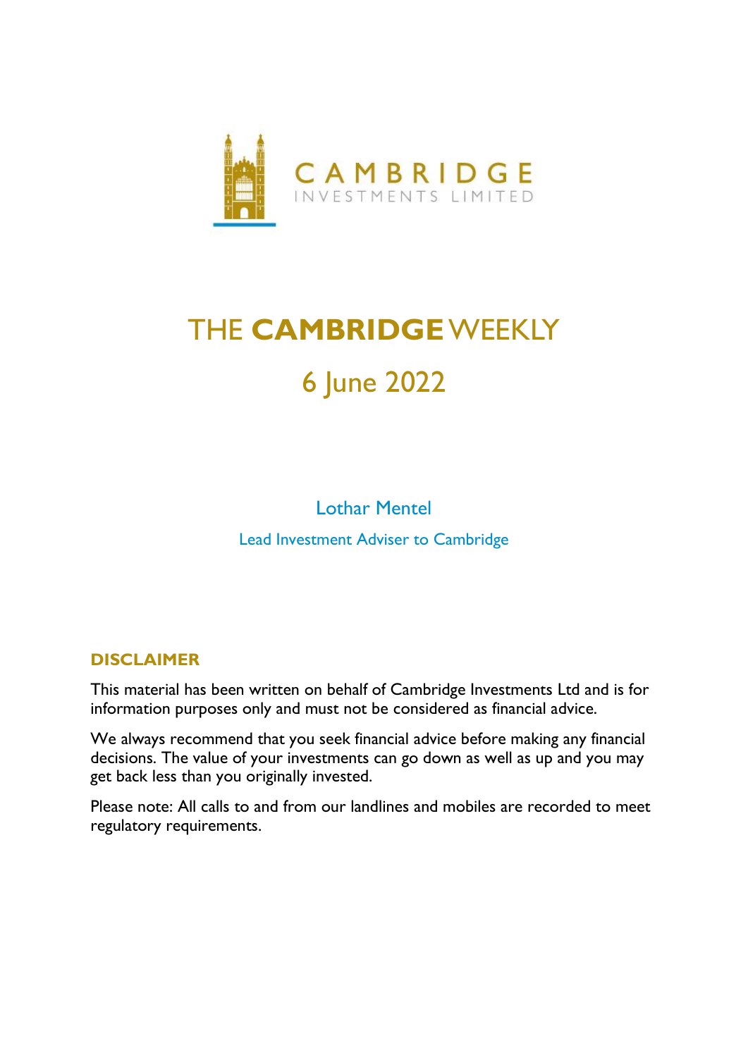CAMBRIDGE
INVESTMENTS LIMITED

# THE **CAMBRIDGE** WEEKLY

## 6 June 2022

Lothar Mentel

Lead Investment Adviser to Cambridge

### DISCLAIMER

This material has been written on behalf of Cambridge Investments Ltd and is for information purposes only and must not be considered as financial advice.

We always recommend that you seek financial advice before making any financial decisions. The value of your investments can go down as well as up and you may get back less than you originally invested.

Please note: All calls to and from our landlines and mobiles are recorded to meet regulatory requirements.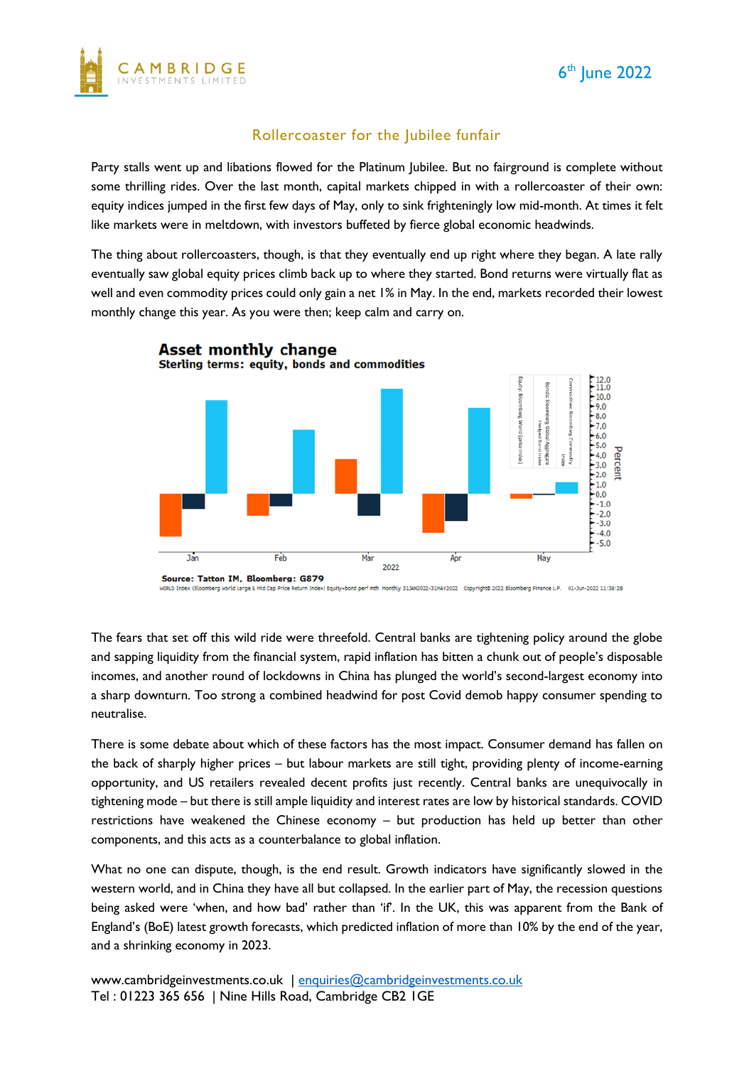## Rollercoaster for the Jubilee funfair

Party stalls went up and libations flowed for the Platinum Jubilee. But no fairground is complete without some thrilling rides. Over the last month, capital markets chipped in with a rollercoaster of their own: equity indices jumped in the first few days of May, only to sink frighteningly low mid-month. At times it felt like markets were in meltdown, with investors buffeted by fierce global economic headwinds.

The thing about rollercoasters, though, is that they eventually end up right where they began. A late rally eventually saw global equity prices climb back up to where they started. Bond returns were virtually flat as well and even commodity prices could only gain a net 1% in May. In the end, markets recorded their lowest monthly change this year. As you were then; keep calm and carry on.

**Asset monthly change**
**Sterling terms: equity, bonds and commodities**

Source: Tatton IM, Bloomberg: G879

The fears that set off this wild ride were threefold. Central banks are tightening policy around the globe and sapping liquidity from the financial system, rapid inflation has bitten a chunk out of people's disposable incomes, and another round of lockdowns in China has plunged the world's second-largest economy into a sharp downturn. Too strong a combined headwind for post Covid demob happy consumer spending to neutralise.

There is some debate about which of these factors has the most impact. Consumer demand has fallen on the back of sharply higher prices – but labour markets are still tight, providing plenty of income-earning opportunity, and US retailers revealed decent profits just recently. Central banks are unequivocally in tightening mode – but there is still ample liquidity and interest rates are low by historical standards. COVID restrictions have weakened the Chinese economy – but production has held up better than other components, and this acts as a counterbalance to global inflation.

What no one can dispute, though, is the end result. Growth indicators have significantly slowed in the western world, and in China they have all but collapsed. In the earlier part of May, the recession questions being asked were 'when, and how bad' rather than 'if'. In the UK, this was apparent from the Bank of England's (BoE) latest growth forecasts, which predicted inflation of more than 10% by the end of the year, and a shrinking economy in 2023.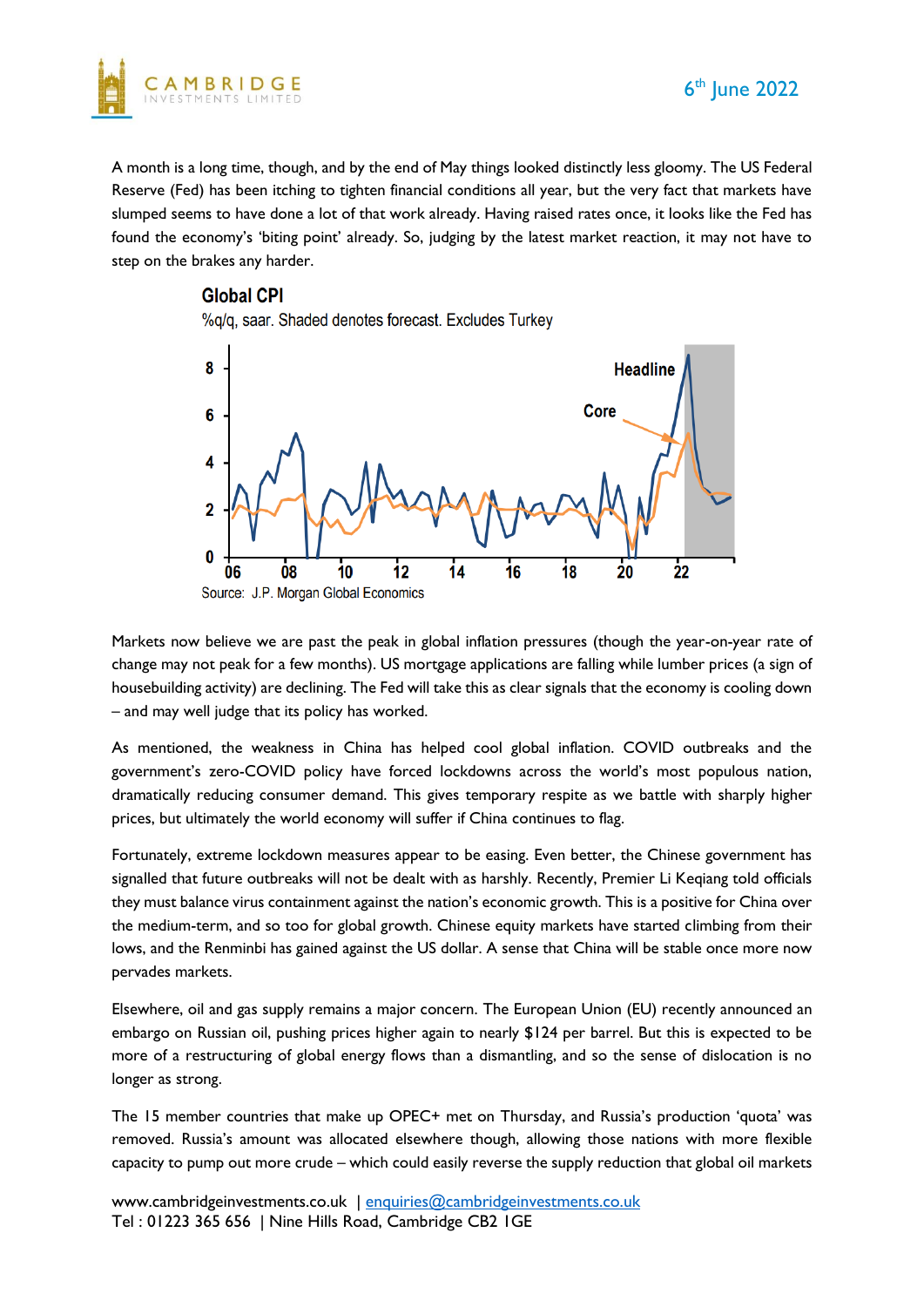A month is a long time, though, and by the end of May things looked distinctly less gloomy. The US Federal Reserve (Fed) has been itching to tighten financial conditions all year, but the very fact that markets have slumped seems to have done a lot of that work already. Having raised rates once, it looks like the Fed has found the economy's 'biting point' already. So, judging by the latest market reaction, it may not have to step on the brakes any harder.

**Global CPI**

%q/q, saar. Shaded denotes forecast. Excludes Turkey

Source: J.P. Morgan Global Economics

Markets now believe we are past the peak in global inflation pressures (though the year-on-year rate of change may not peak for a few months). US mortgage applications are falling while lumber prices (a sign of housebuilding activity) are declining. The Fed will take this as clear signals that the economy is cooling down – and may well judge that its policy has worked.

As mentioned, the weakness in China has helped cool global inflation. COVID outbreaks and the government's zero-COVID policy have forced lockdowns across the world's most populous nation, dramatically reducing consumer demand. This gives temporary respite as we battle with sharply higher prices, but ultimately the world economy will suffer if China continues to flag.

Fortunately, extreme lockdown measures appear to be easing. Even better, the Chinese government has signalled that future outbreaks will not be dealt with as harshly. Recently, Premier Li Keqiang told officials they must balance virus containment against the nation's economic growth. This is a positive for China over the medium-term, and so too for global growth. Chinese equity markets have started climbing from their lows, and the Renminbi has gained against the US dollar. A sense that China will be stable once more now pervades markets.

Elsewhere, oil and gas supply remains a major concern. The European Union (EU) recently announced an embargo on Russian oil, pushing prices higher again to nearly $124 per barrel. But this is expected to be more of a restructuring of global energy flows than a dismantling, and so the sense of dislocation is no longer as strong.

The 15 member countries that make up OPEC+ met on Thursday, and Russia's production 'quota' was removed. Russia's amount was allocated elsewhere though, allowing those nations with more flexible capacity to pump out more crude – which could easily reverse the supply reduction that global oil markets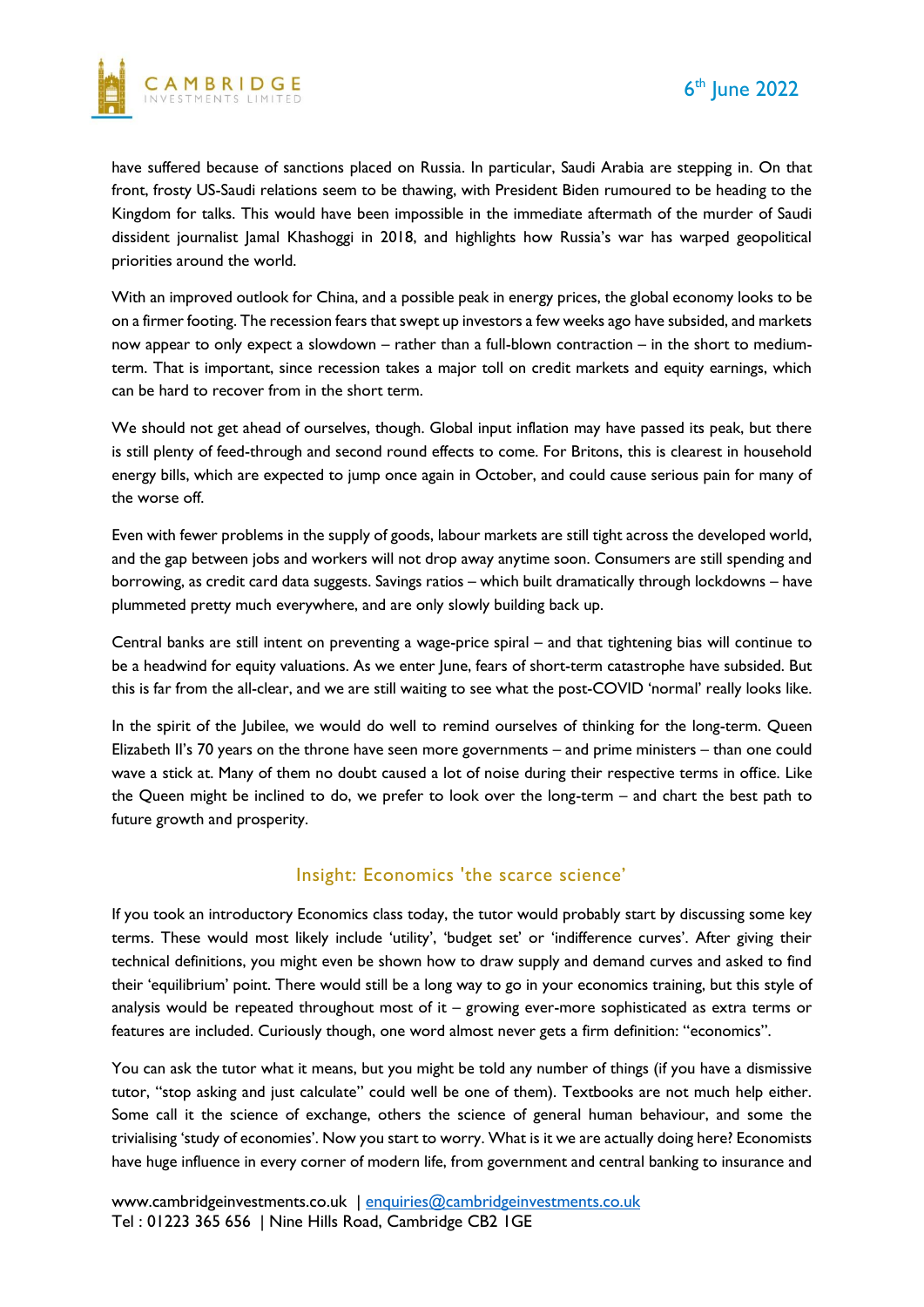have suffered because of sanctions placed on Russia. In particular, Saudi Arabia are stepping in. On that front, frosty US-Saudi relations seem to be thawing, with President Biden rumoured to be heading to the Kingdom for talks. This would have been impossible in the immediate aftermath of the murder of Saudi dissident journalist Jamal Khashoggi in 2018, and highlights how Russia's war has warped geopolitical priorities around the world.

With an improved outlook for China, and a possible peak in energy prices, the global economy looks to be on a firmer footing. The recession fears that swept up investors a few weeks ago have subsided, and markets now appear to only expect a slowdown – rather than a full-blown contraction – in the short to medium-term. That is important, since recession takes a major toll on credit markets and equity earnings, which can be hard to recover from in the short term.

We should not get ahead of ourselves, though. Global input inflation may have passed its peak, but there is still plenty of feed-through and second round effects to come. For Britons, this is clearest in household energy bills, which are expected to jump once again in October, and could cause serious pain for many of the worse off.

Even with fewer problems in the supply of goods, labour markets are still tight across the developed world, and the gap between jobs and workers will not drop away anytime soon. Consumers are still spending and borrowing, as credit card data suggests. Savings ratios – which built dramatically through lockdowns – have plummeted pretty much everywhere, and are only slowly building back up.

Central banks are still intent on preventing a wage-price spiral – and that tightening bias will continue to be a headwind for equity valuations. As we enter June, fears of short-term catastrophe have subsided. But this is far from the all-clear, and we are still waiting to see what the post-COVID 'normal' really looks like.

In the spirit of the Jubilee, we would do well to remind ourselves of thinking for the long-term. Queen Elizabeth II's 70 years on the throne have seen more governments – and prime ministers – than one could wave a stick at. Many of them no doubt caused a lot of noise during their respective terms in office. Like the Queen might be inclined to do, we prefer to look over the long-term – and chart the best path to future growth and prosperity.

## Insight: Economics 'the scarce science'

If you took an introductory Economics class today, the tutor would probably start by discussing some key terms. These would most likely include 'utility', 'budget set' or 'indifference curves'. After giving their technical definitions, you might even be shown how to draw supply and demand curves and asked to find their 'equilibrium' point. There would still be a long way to go in your economics training, but this style of analysis would be repeated throughout most of it – growing ever-more sophisticated as extra terms or features are included. Curiously though, one word almost never gets a firm definition: "economics".

You can ask the tutor what it means, but you might be told any number of things (if you have a dismissive tutor, "stop asking and just calculate" could well be one of them). Textbooks are not much help either. Some call it the science of exchange, others the science of general human behaviour, and some the trivialising 'study of economies'. Now you start to worry. What is it we are actually doing here? Economists have huge influence in every corner of modern life, from government and central banking to insurance and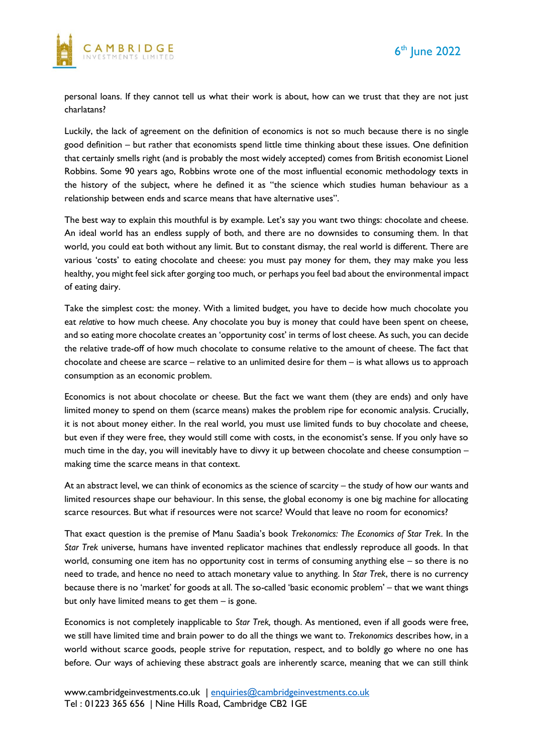personal loans. If they cannot tell us what their work is about, how can we trust that they are not just charlatans?

Luckily, the lack of agreement on the definition of economics is not so much because there is no single good definition – but rather that economists spend little time thinking about these issues. One definition that certainly smells right (and is probably the most widely accepted) comes from British economist Lionel Robbins. Some 90 years ago, Robbins wrote one of the most influential economic methodology texts in the history of the subject, where he defined it as "the science which studies human behaviour as a relationship between ends and scarce means that have alternative uses".

The best way to explain this mouthful is by example. Let's say you want two things: chocolate and cheese. An ideal world has an endless supply of both, and there are no downsides to consuming them. In that world, you could eat both without any limit. But to constant dismay, the real world is different. There are various 'costs' to eating chocolate and cheese: you must pay money for them, they may make you less healthy, you might feel sick after gorging too much, or perhaps you feel bad about the environmental impact of eating dairy.

Take the simplest cost: the money. With a limited budget, you have to decide how much chocolate you eat *relative* to how much cheese. Any chocolate you buy is money that could have been spent on cheese, and so eating more chocolate creates an 'opportunity cost' in terms of lost cheese. As such, you can decide the relative trade-off of how much chocolate to consume relative to the amount of cheese. The fact that chocolate and cheese are scarce – relative to an unlimited desire for them – is what allows us to approach consumption as an economic problem.

Economics is not about chocolate or cheese. But the fact we want them (they are ends) and only have limited money to spend on them (scarce means) makes the problem ripe for economic analysis. Crucially, it is not about money either. In the real world, you must use limited funds to buy chocolate and cheese, but even if they were free, they would still come with costs, in the economist's sense. If you only have so much time in the day, you will inevitably have to divvy it up between chocolate and cheese consumption – making time the scarce means in that context.

At an abstract level, we can think of economics as the science of scarcity – the study of how our wants and limited resources shape our behaviour. In this sense, the global economy is one big machine for allocating scarce resources. But what if resources were not scarce? Would that leave no room for economics?

That exact question is the premise of Manu Saadia's book *Trekonomics: The Economics of Star Trek*. In the *Star Trek* universe, humans have invented replicator machines that endlessly reproduce all goods. In that world, consuming one item has no opportunity cost in terms of consuming anything else – so there is no need to trade, and hence no need to attach monetary value to anything. In *Star Trek*, there is no currency because there is no 'market' for goods at all. The so-called 'basic economic problem' – that we want things but only have limited means to get them – is gone.

Economics is not completely inapplicable to *Star Trek,* though. As mentioned, even if all goods were free, we still have limited time and brain power to do all the things we want to. *Trekonomics* describes how, in a world without scarce goods, people strive for reputation, respect, and to boldly go where no one has before. Our ways of achieving these abstract goals are inherently scarce, meaning that we can still think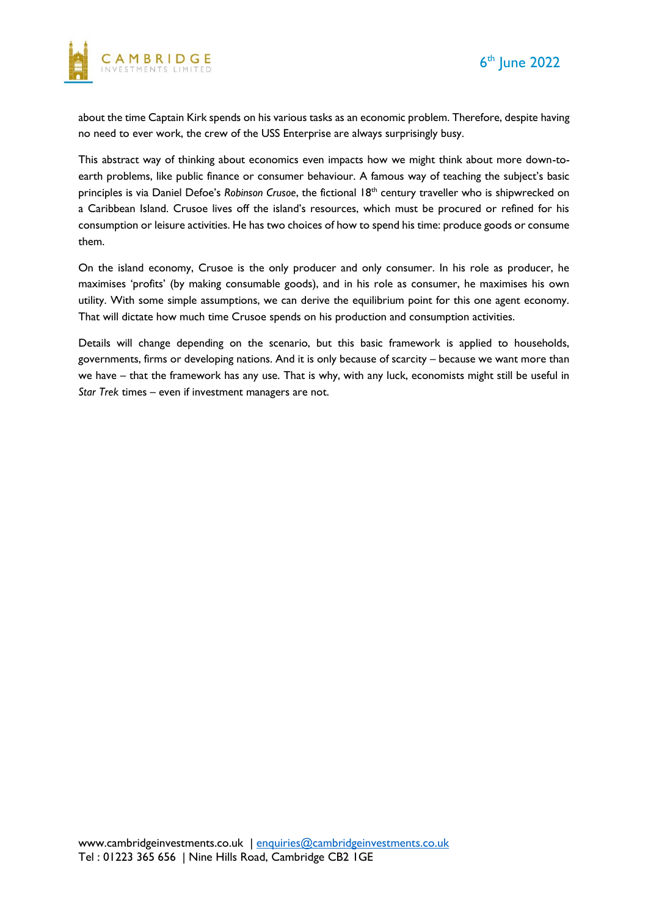about the time Captain Kirk spends on his various tasks as an economic problem. Therefore, despite having no need to ever work, the crew of the USS Enterprise are always surprisingly busy.

This abstract way of thinking about economics even impacts how we might think about more down-to-earth problems, like public finance or consumer behaviour. A famous way of teaching the subject's basic principles is via Daniel Defoe's *Robinson Crusoe*, the fictional 18th century traveller who is shipwrecked on a Caribbean Island. Crusoe lives off the island's resources, which must be procured or refined for his consumption or leisure activities. He has two choices of how to spend his time: produce goods or consume them.

On the island economy, Crusoe is the only producer and only consumer. In his role as producer, he maximises 'profits' (by making consumable goods), and in his role as consumer, he maximises his own utility. With some simple assumptions, we can derive the equilibrium point for this one agent economy. That will dictate how much time Crusoe spends on his production and consumption activities.

Details will change depending on the scenario, but this basic framework is applied to households, governments, firms or developing nations. And it is only because of scarcity – because we want more than we have – that the framework has any use. That is why, with any luck, economists might still be useful in *Star Trek* times – even if investment managers are not.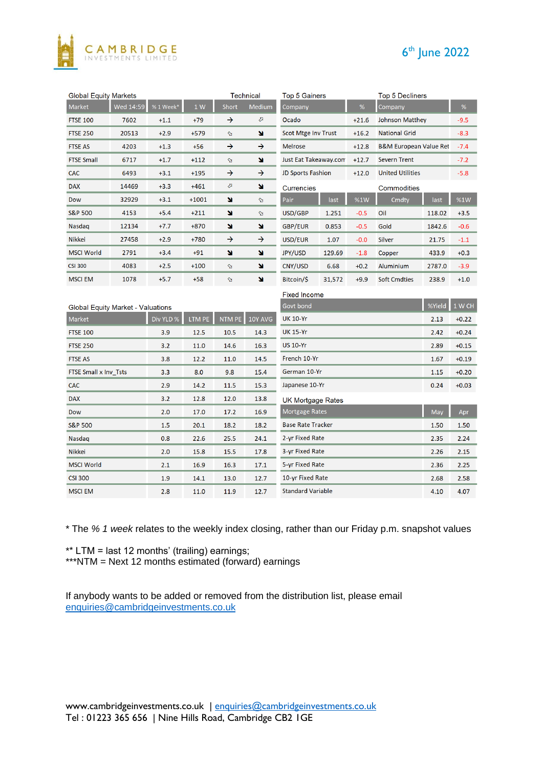6th June 2022

## Global Equity Markets

| Market | Wed 14:59 | % 1 Week* | 1 W | Technical Short | Technical Medium |
|---|---|---|---|---|---|
| FTSE 100 | 7602 | +1.1 | +79 | → | ↗ |
| FTSE 250 | 20513 | +2.9 | +579 | ↘ | ↘ |
| FTSE AS | 4203 | +1.3 | +56 | → | → |
| FTSE Small | 6717 | +1.7 | +112 | ↘ | ↘ |
| CAC | 6493 | +3.1 | +195 | → | → |
| DAX | 14469 | +3.3 | +461 | ↗ | ↘ |
| Dow | 32929 | +3.1 | +1001 | ↘ | ↘ |
| S&P 500 | 4153 | +5.4 | +211 | ↘ | ↘ |
| Nasdaq | 12134 | +7.7 | +870 | ↘ | ↘ |
| Nikkei | 27458 | +2.9 | +780 | → | → |
| MSCI World | 2791 | +3.4 | +91 | ↘ | ↘ |
| CSI 300 | 4083 | +2.5 | +100 | ↘ | ↘ |
| MSCI EM | 1078 | +5.7 | +58 | ↘ | ↘ |

## Top 5 Gainers

| Company | % |
|---|---|
| Ocado | +21.6 |
| Scot Mtge Inv Trust | +16.2 |
| Melrose | +12.8 |
| Just Eat Takeaway.com | +12.7 |
| JD Sports Fashion | +12.0 |

## Top 5 Decliners

| Company | % |
|---|---|
| Johnson Matthey | -9.5 |
| National Grid | -8.3 |
| B&M European Value Ret | -7.4 |
| Severn Trent | -7.2 |
| United Utilities | -5.8 |

## Currencies

| Pair | last | %1W |
|---|---|---|
| USD/GBP | 1.251 | -0.5 |
| GBP/EUR | 0.853 | -0.5 |
| USD/EUR | 1.07 | -0.0 |
| JPY/USD | 129.69 | -1.8 |
| CNY/USD | 6.68 | +0.2 |
| Bitcoin/$ | 31,572 | +9.9 |

## Commodities

| Cmdty | last | %1W |
|---|---|---|
| Oil | 118.02 | +3.5 |
| Gold | 1842.6 | -0.6 |
| Silver | 21.75 | -1.1 |
| Copper | 433.9 | +0.3 |
| Aluminium | 2787.0 | -3.9 |
| Soft Cmdties | 238.9 | +1.0 |

## Global Equity Market - Valuations

| Market | Div YLD % | LTM PE | NTM PE | 10Y AVG |
|---|---|---|---|---|
| FTSE 100 | 3.9 | 12.5 | 10.5 | 14.3 |
| FTSE 250 | 3.2 | 11.0 | 14.6 | 16.3 |
| FTSE AS | 3.8 | 12.2 | 11.0 | 14.5 |
| FTSE Small x Inv_Tsts | 3.3 | 8.0 | 9.8 | 15.4 |
| CAC | 2.9 | 14.2 | 11.5 | 15.3 |
| DAX | 3.2 | 12.8 | 12.0 | 13.8 |
| Dow | 2.0 | 17.0 | 17.2 | 16.9 |
| S&P 500 | 1.5 | 20.1 | 18.2 | 18.2 |
| Nasdaq | 0.8 | 22.6 | 25.5 | 24.1 |
| Nikkei | 2.0 | 15.8 | 15.5 | 17.8 |
| MSCI World | 2.1 | 16.9 | 16.3 | 17.1 |
| CSI 300 | 1.9 | 14.1 | 13.0 | 12.7 |
| MSCI EM | 2.8 | 11.0 | 11.9 | 12.7 |

## Fixed Income

| Govt bond | %Yield | 1 W CH |
|---|---|---|
| UK 10-Yr | 2.13 | +0.22 |
| UK 15-Yr | 2.42 | +0.24 |
| US 10-Yr | 2.89 | +0.15 |
| French 10-Yr | 1.67 | +0.19 |
| German 10-Yr | 1.15 | +0.20 |
| Japanese 10-Yr | 0.24 | +0.03 |

## UK Mortgage Rates

| Mortgage Rates | May | Apr |
|---|---|---|
| Base Rate Tracker | 1.50 | 1.50 |
| 2-yr Fixed Rate | 2.35 | 2.24 |
| 3-yr Fixed Rate | 2.26 | 2.15 |
| 5-yr Fixed Rate | 2.36 | 2.25 |
| 10-yr Fixed Rate | 2.68 | 2.58 |
| Standard Variable | 4.10 | 4.07 |

* The *% 1 week* relates to the weekly index closing, rather than our Friday p.m. snapshot values

** LTM = last 12 months' (trailing) earnings;
***NTM = Next 12 months estimated (forward) earnings

If anybody wants to be added or removed from the distribution list, please email enquiries@cambridgeinvestments.co.uk

www.cambridgeinvestments.co.uk | enquiries@cambridgeinvestments.co.uk
Tel : 01223 365 656 | Nine Hills Road, Cambridge CB2 1GE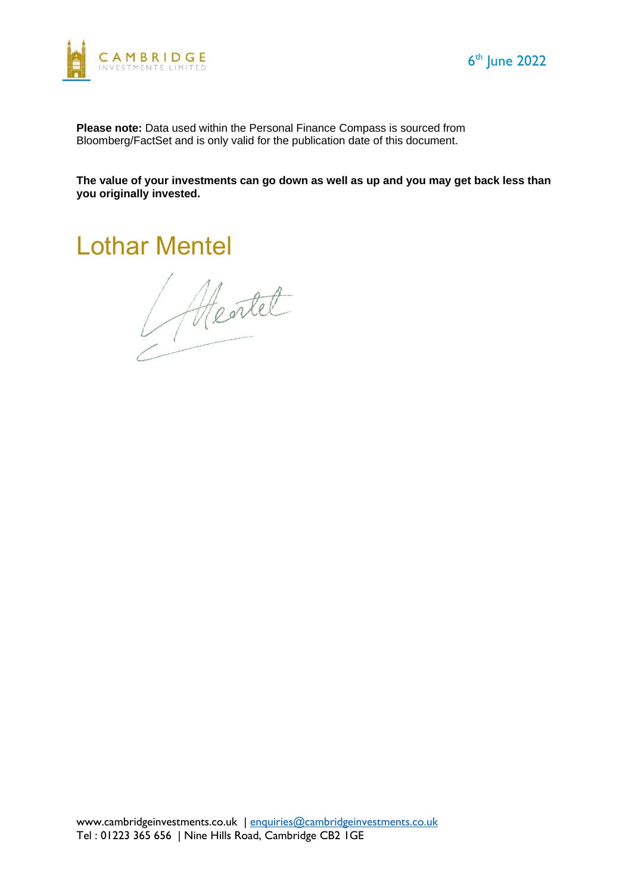**Please note:** Data used within the Personal Finance Compass is sourced from Bloomberg/FactSet and is only valid for the publication date of this document.

**The value of your investments can go down as well as up and you may get back less than you originally invested.**

## Lothar Mentel

www.cambridgeinvestments.co.uk | enquiries@cambridgeinvestments.co.uk
Tel : 01223 365 656 | Nine Hills Road, Cambridge CB2 1GE